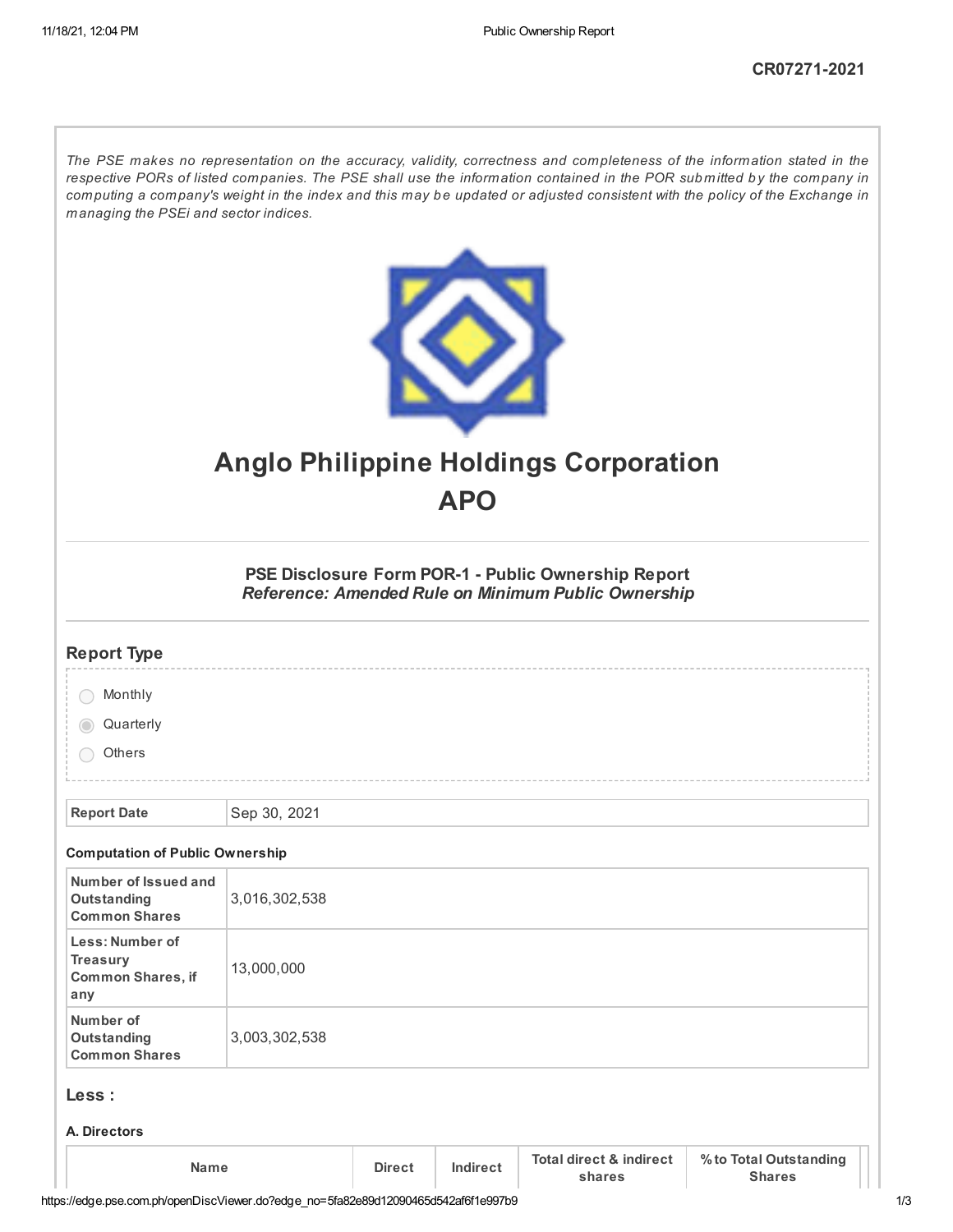**CR07271-2021**

*The PSE makes no representation on the accuracy, validity, correctness and completeness of the information stated in the respective PORs of listed companies. The PSE shall use the information contained in the POR submitted by the company in computing a company's weight in the index and this may be updated or adjusted consistent with the policy of the Exchange in managing the PSEi and sector indices.*

# Anglo Philippine Holdings Corporation
# APO

### PSE Disclosure Form POR-1 - Public Ownership Report
*Reference: Amended Rule on Minimum Public Ownership*

## Report Type

- ○ Monthly
- ◉ Quarterly
- ○ Others

| Report Date | Sep 30, 2021 |
|---|---|

**Computation of Public Ownership**

| | |
|---|---|
| Number of Issued and Outstanding Common Shares | 3,016,302,538 |
| Less: Number of Treasury Common Shares, if any | 13,000,000 |
| Number of Outstanding Common Shares | 3,003,302,538 |

## Less :

**A. Directors**

| Name | Direct | Indirect | Total direct & indirect shares | % to Total Outstanding Shares |
|---|---|---|---|---|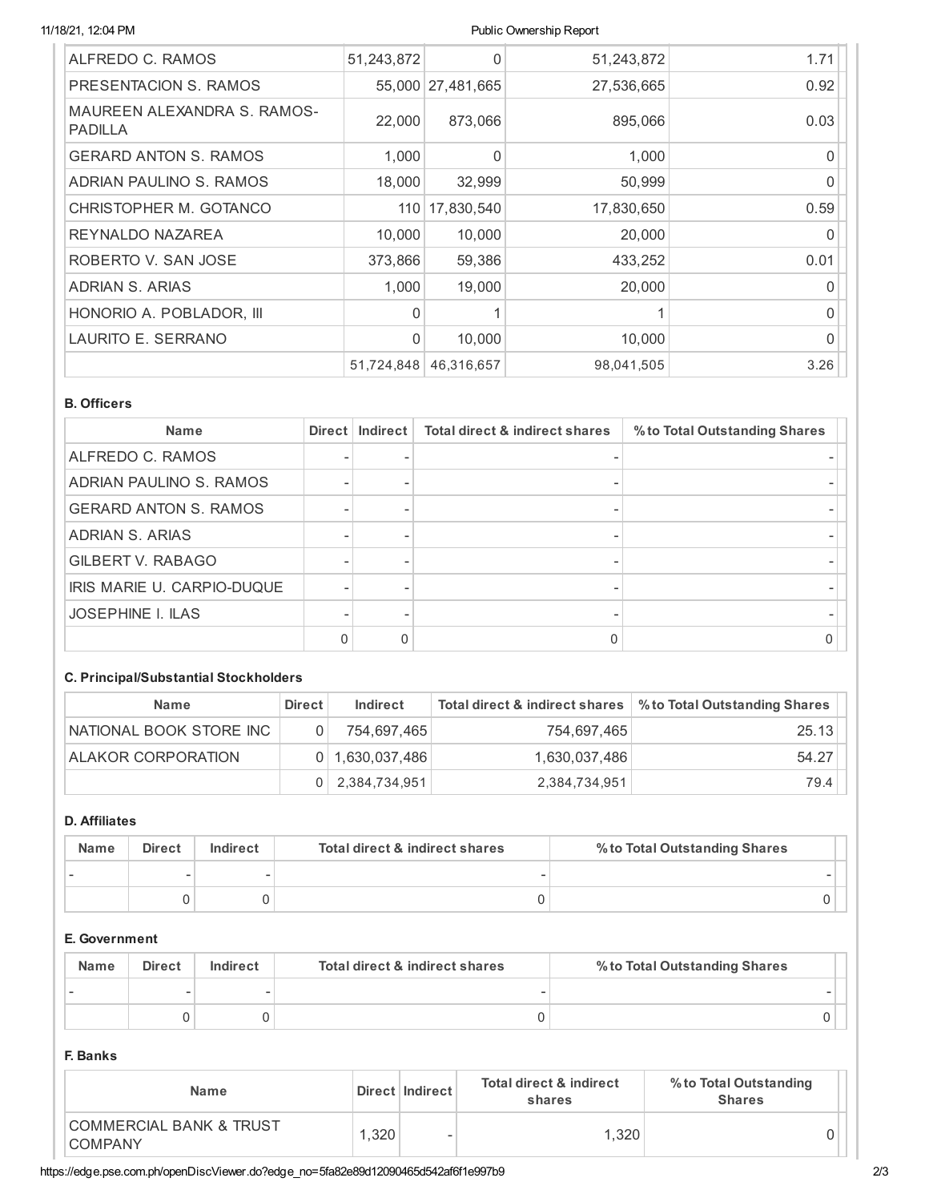| | | | | |
|---|---|---|---|---|
| ALFREDO C. RAMOS | 51,243,872 | 0 | 51,243,872 | 1.71 |
| PRESENTACION S. RAMOS | 55,000 | 27,481,665 | 27,536,665 | 0.92 |
| MAUREEN ALEXANDRA S. RAMOS-PADILLA | 22,000 | 873,066 | 895,066 | 0.03 |
| GERARD ANTON S. RAMOS | 1,000 | 0 | 1,000 | 0 |
| ADRIAN PAULINO S. RAMOS | 18,000 | 32,999 | 50,999 | 0 |
| CHRISTOPHER M. GOTANCO | 110 | 17,830,540 | 17,830,650 | 0.59 |
| REYNALDO NAZAREA | 10,000 | 10,000 | 20,000 | 0 |
| ROBERTO V. SAN JOSE | 373,866 | 59,386 | 433,252 | 0.01 |
| ADRIAN S. ARIAS | 1,000 | 19,000 | 20,000 | 0 |
| HONORIO A. POBLADOR, III | 0 | 1 | 1 | 0 |
| LAURITO E. SERRANO | 0 | 10,000 | 10,000 | 0 |
| | 51,724,848 | 46,316,657 | 98,041,505 | 3.26 |

**B. Officers**

| Name | Direct | Indirect | Total direct & indirect shares | % to Total Outstanding Shares |
|---|---|---|---|---|
| ALFREDO C. RAMOS | - | - | - | - |
| ADRIAN PAULINO S. RAMOS | - | - | - | - |
| GERARD ANTON S. RAMOS | - | - | - | - |
| ADRIAN S. ARIAS | - | - | - | - |
| GILBERT V. RABAGO | - | - | - | - |
| IRIS MARIE U. CARPIO-DUQUE | - | - | - | - |
| JOSEPHINE I. ILAS | - | - | - | - |
| | 0 | 0 | 0 | 0 |

**C. Principal/Substantial Stockholders**

| Name | Direct | Indirect | Total direct & indirect shares | % to Total Outstanding Shares |
|---|---|---|---|---|
| NATIONAL BOOK STORE INC | 0 | 754,697,465 | 754,697,465 | 25.13 |
| ALAKOR CORPORATION | 0 | 1,630,037,486 | 1,630,037,486 | 54.27 |
| | 0 | 2,384,734,951 | 2,384,734,951 | 79.4 |

**D. Affiliates**

| Name | Direct | Indirect | Total direct & indirect shares | % to Total Outstanding Shares |
|---|---|---|---|---|
| - | - | - | - | - |
| | 0 | 0 | 0 | 0 |

**E. Government**

| Name | Direct | Indirect | Total direct & indirect shares | % to Total Outstanding Shares |
|---|---|---|---|---|
| - | - | - | - | - |
| | 0 | 0 | 0 | 0 |

**F. Banks**

| Name | Direct | Indirect | Total direct & indirect shares | % to Total Outstanding Shares |
|---|---|---|---|---|
| COMMERCIAL BANK & TRUST COMPANY | 1,320 | - | 1,320 | 0 |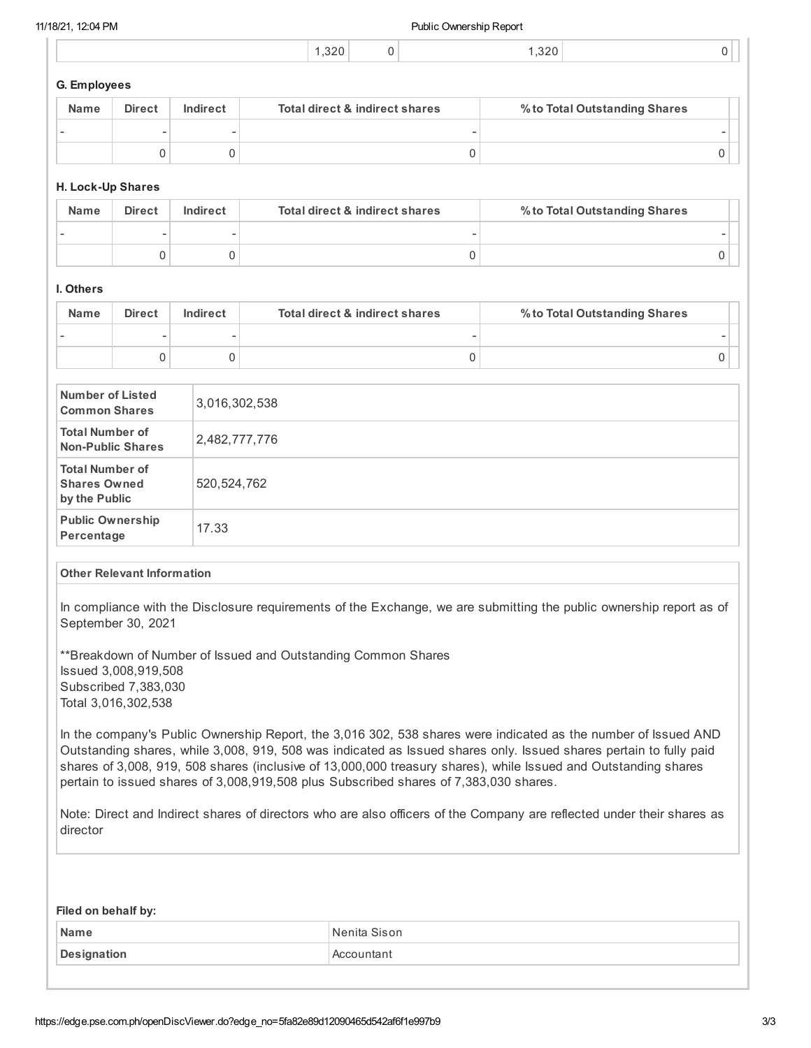| | | | | |
|---|---|---|---|---|
| | 1,320 | 0 | 1,320 | 0 |

**G. Employees**

| Name | Direct | Indirect | Total direct & indirect shares | % to Total Outstanding Shares |
|---|---|---|---|---|
| - | - | - | - | - |
| | 0 | 0 | 0 | 0 |

**H. Lock-Up Shares**

| Name | Direct | Indirect | Total direct & indirect shares | % to Total Outstanding Shares |
|---|---|---|---|---|
| - | - | - | - | - |
| | 0 | 0 | 0 | 0 |

**I. Others**

| Name | Direct | Indirect | Total direct & indirect shares | % to Total Outstanding Shares |
|---|---|---|---|---|
| - | - | - | - | - |
| | 0 | 0 | 0 | 0 |

| | |
|---|---|
| **Number of Listed Common Shares** | 3,016,302,538 |
| **Total Number of Non-Public Shares** | 2,482,777,776 |
| **Total Number of Shares Owned by the Public** | 520,524,762 |
| **Public Ownership Percentage** | 17.33 |

**Other Relevant Information**

In compliance with the Disclosure requirements of the Exchange, we are submitting the public ownership report as of September 30, 2021

**Breakdown of Number of Issued and Outstanding Common Shares
Issued 3,008,919,508
Subscribed 7,383,030
Total 3,016,302,538

In the company's Public Ownership Report, the 3,016 302, 538 shares were indicated as the number of Issued AND Outstanding shares, while 3,008, 919, 508 was indicated as Issued shares only. Issued shares pertain to fully paid shares of 3,008, 919, 508 shares (inclusive of 13,000,000 treasury shares), while Issued and Outstanding shares pertain to issued shares of 3,008,919,508 plus Subscribed shares of 7,383,030 shares.

Note: Direct and Indirect shares of directors who are also officers of the Company are reflected under their shares as director

**Filed on behalf by:**

| | |
|---|---|
| **Name** | Nenita Sison |
| **Designation** | Accountant |